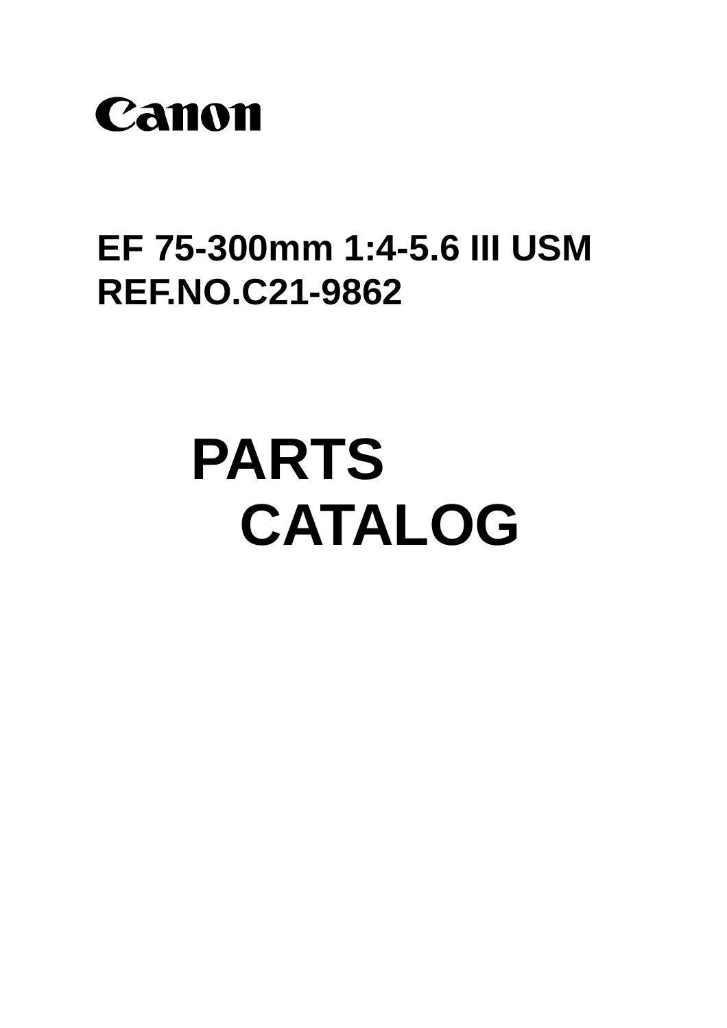**Canon**

## EF 75-300mm 1:4-5.6 III USM
## REF.NO.C21-9862

# PARTS
# CATALOG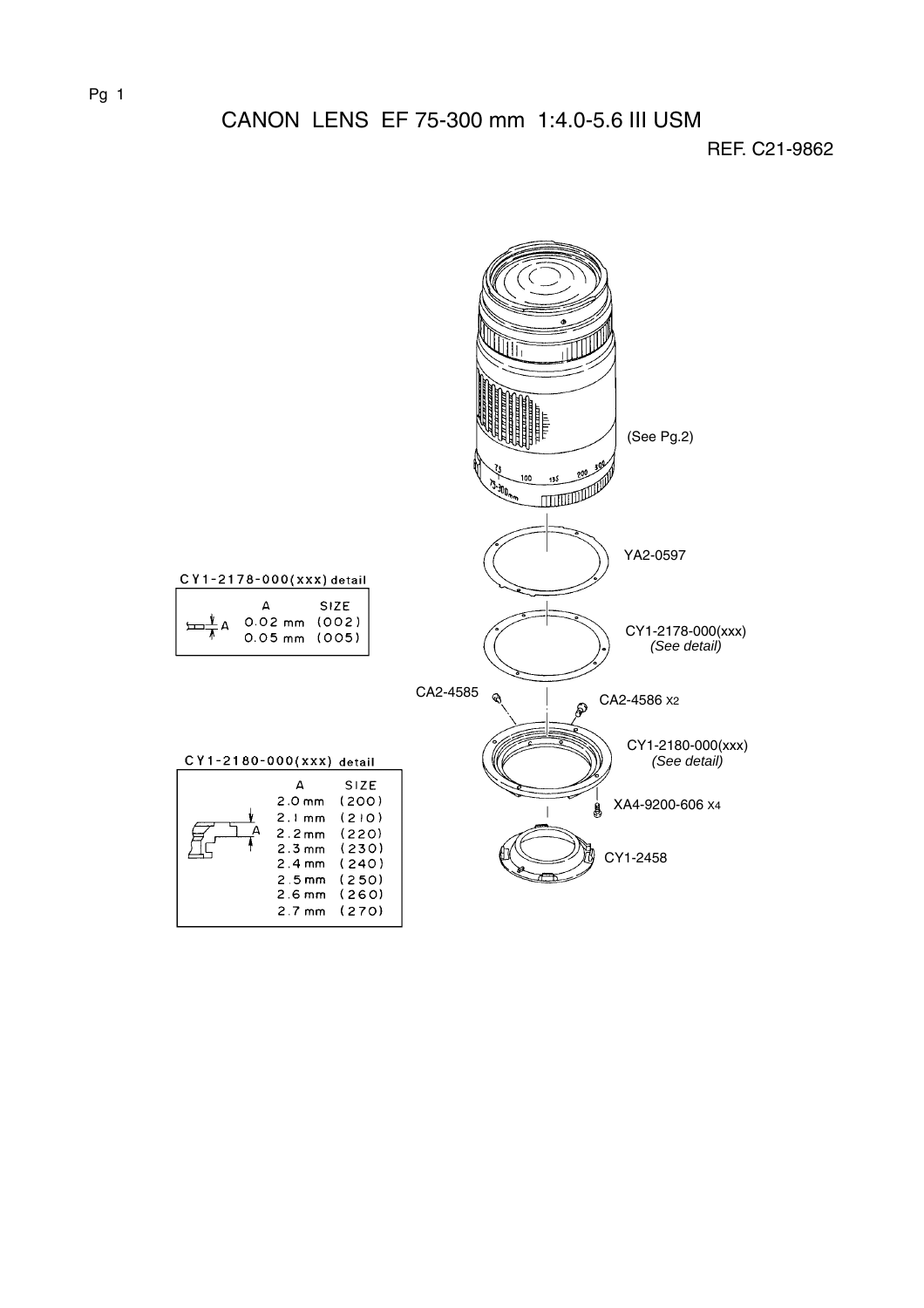# CANON LENS EF 75-300 mm 1:4.0-5.6 III USM

REF. C21-9862

(See Pg.2)

YA2-0597

CY1-2178-000(xxx)
*(See detail)*

CA2-4585

CA2-4586 X2

CY1-2180-000(xxx)
*(See detail)*

XA4-9200-606 X4

CY1-2458

**CY1-2178-000(xxx) detail**

| A | SIZE |
|---|---|
| 0.02 mm | (002) |
| 0.05 mm | (005) |

**CY1-2180-000(xxx) detail**

| A | SIZE |
|---|---|
| 2.0 mm | (200) |
| 2.1 mm | (210) |
| 2.2 mm | (220) |
| 2.3 mm | (230) |
| 2.4 mm | (240) |
| 2.5 mm | (250) |
| 2.6 mm | (260) |
| 2.7 mm | (270) |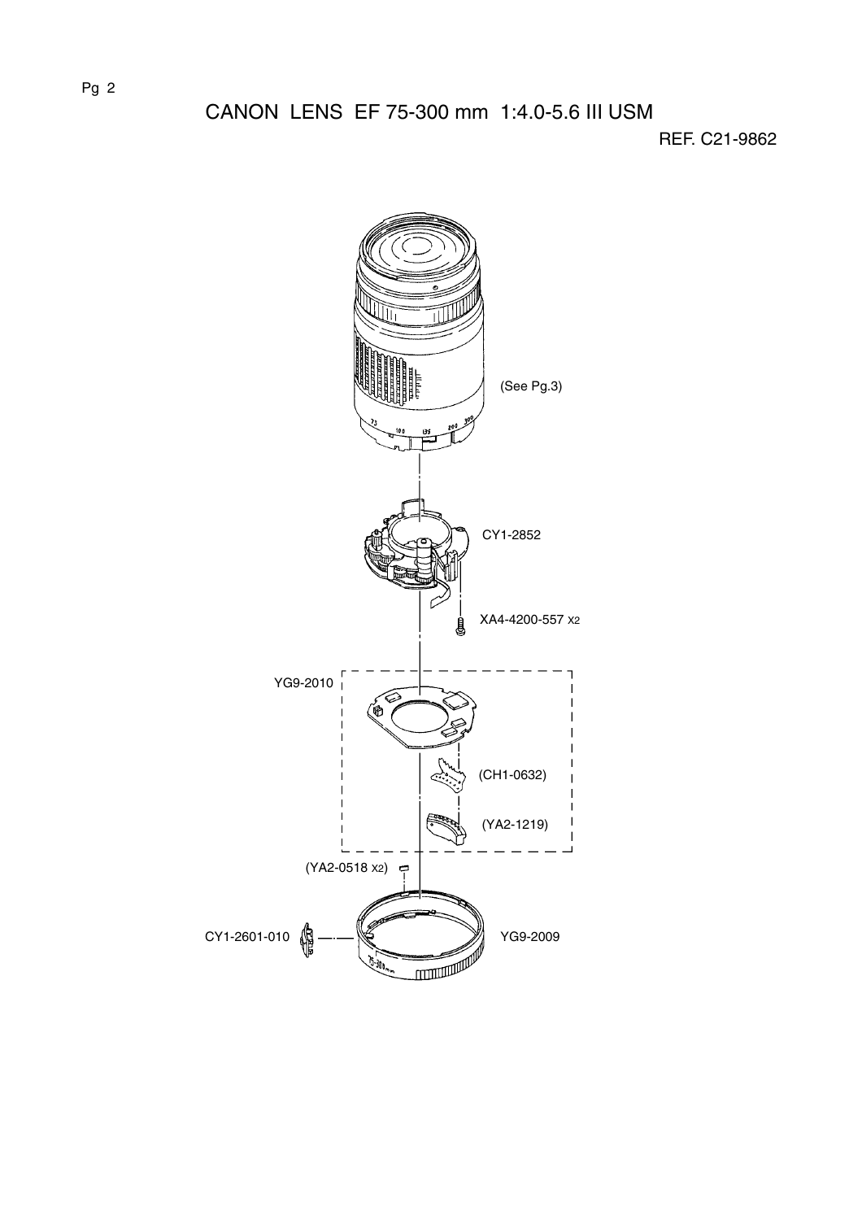# CANON LENS EF 75-300 mm 1:4.0-5.6 III USM

REF. C21-9862

(See Pg.3)

CY1-2852

XA4-4200-557 X2

YG9-2010

(CH1-0632)

(YA2-1219)

(YA2-0518 X2)

CY1-2601-010

YG9-2009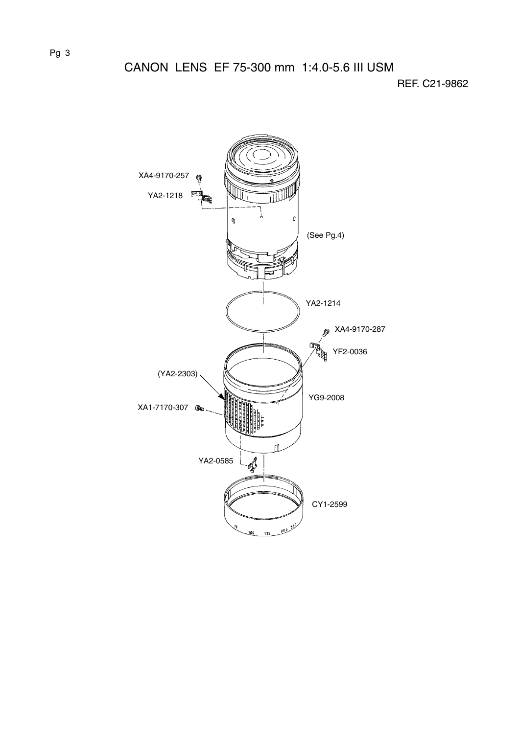# CANON LENS EF 75-300 mm 1:4.0-5.6 III USM

REF. C21-9862

XA4-9170-257

YA2-1218

(See Pg.4)

YA2-1214

XA4-9170-287

YF2-0036

(YA2-2303)

YG9-2008

XA1-7170-307

YA2-0585

CY1-2599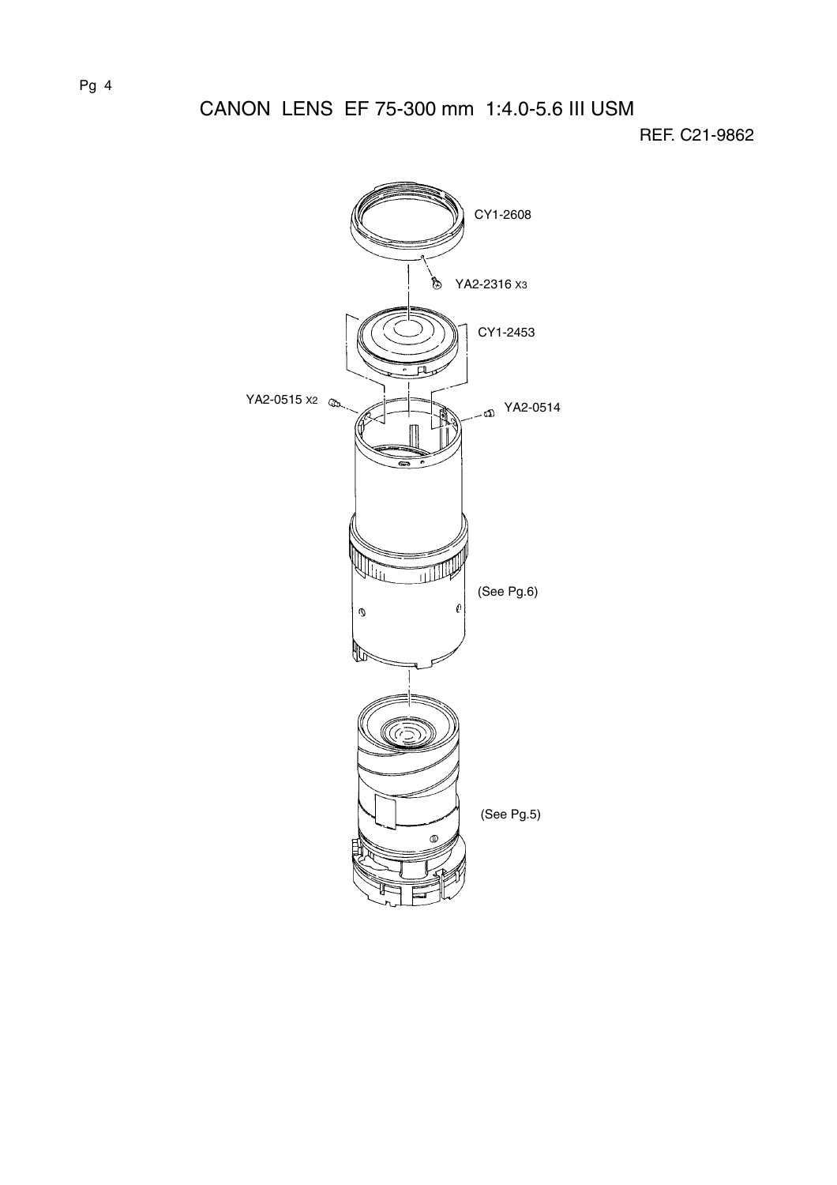# CANON LENS EF 75-300 mm 1:4.0-5.6 III USM

REF. C21-9862

CY1-2608

YA2-2316 X3

CY1-2453

YA2-0515 X2

YA2-0514

(See Pg.6)

(See Pg.5)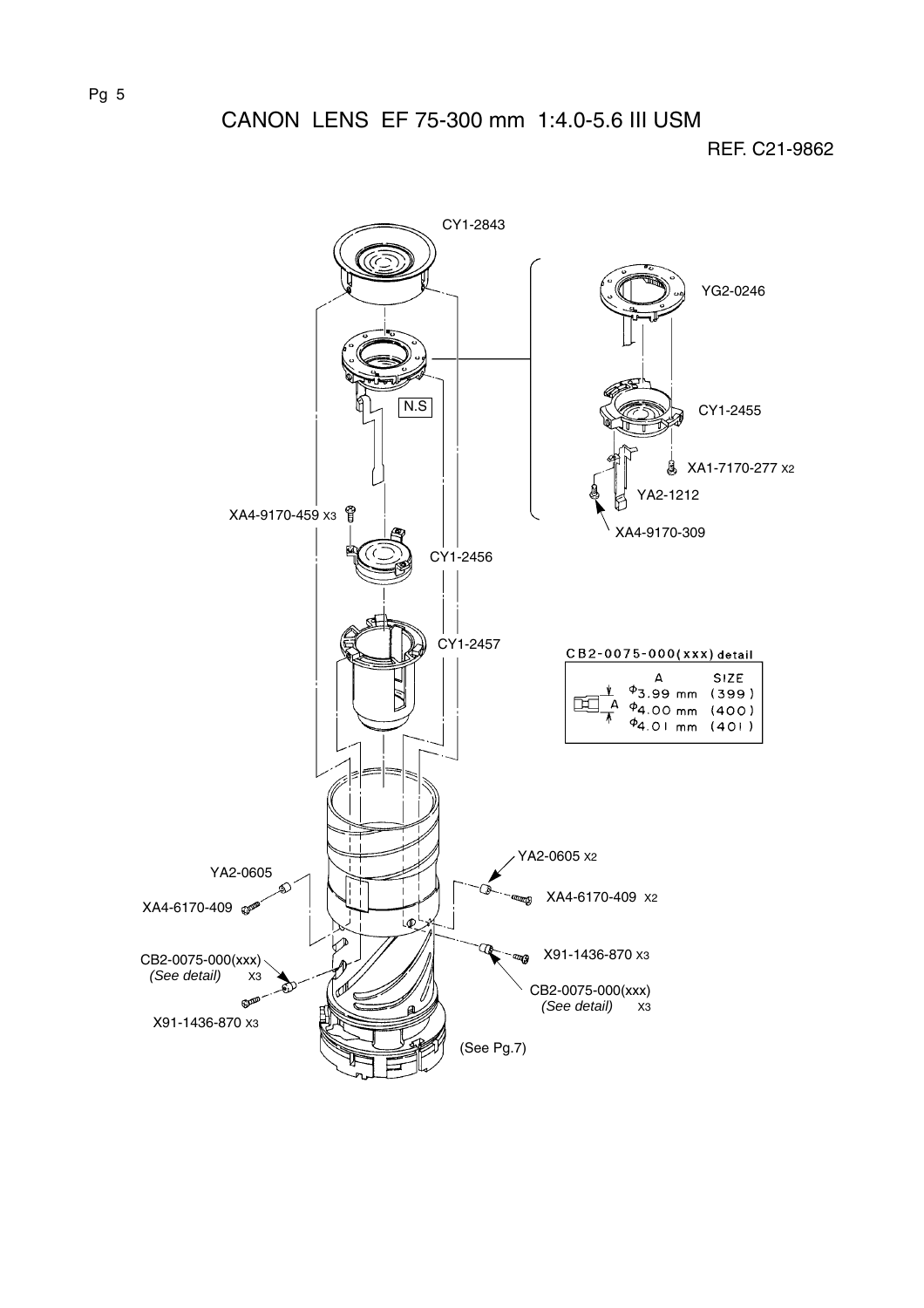# CANON LENS EF 75-300 mm 1:4.0-5.6 III USM

REF. C21-9862

CY1-2843

YG2-0246

N.S

CY1-2455

XA1-7170-277 X2

YA2-1212

XA4-9170-459 X3

XA4-9170-309

CY1-2456

CY1-2457

**CB2-0075-000(xxx) detail**

| A | SIZE |
|---|---|
| Φ3.99 mm | (399) |
| Φ4.00 mm | (400) |
| Φ4.01 mm | (401) |

YA2-0605 X2

YA2-0605

XA4-6170-409

XA4-6170-409 X2

X91-1436-870 X3

CB2-0075-000(xxx) *(See detail)* X3

CB2-0075-000(xxx) *(See detail)* X3

X91-1436-870 X3

(See Pg.7)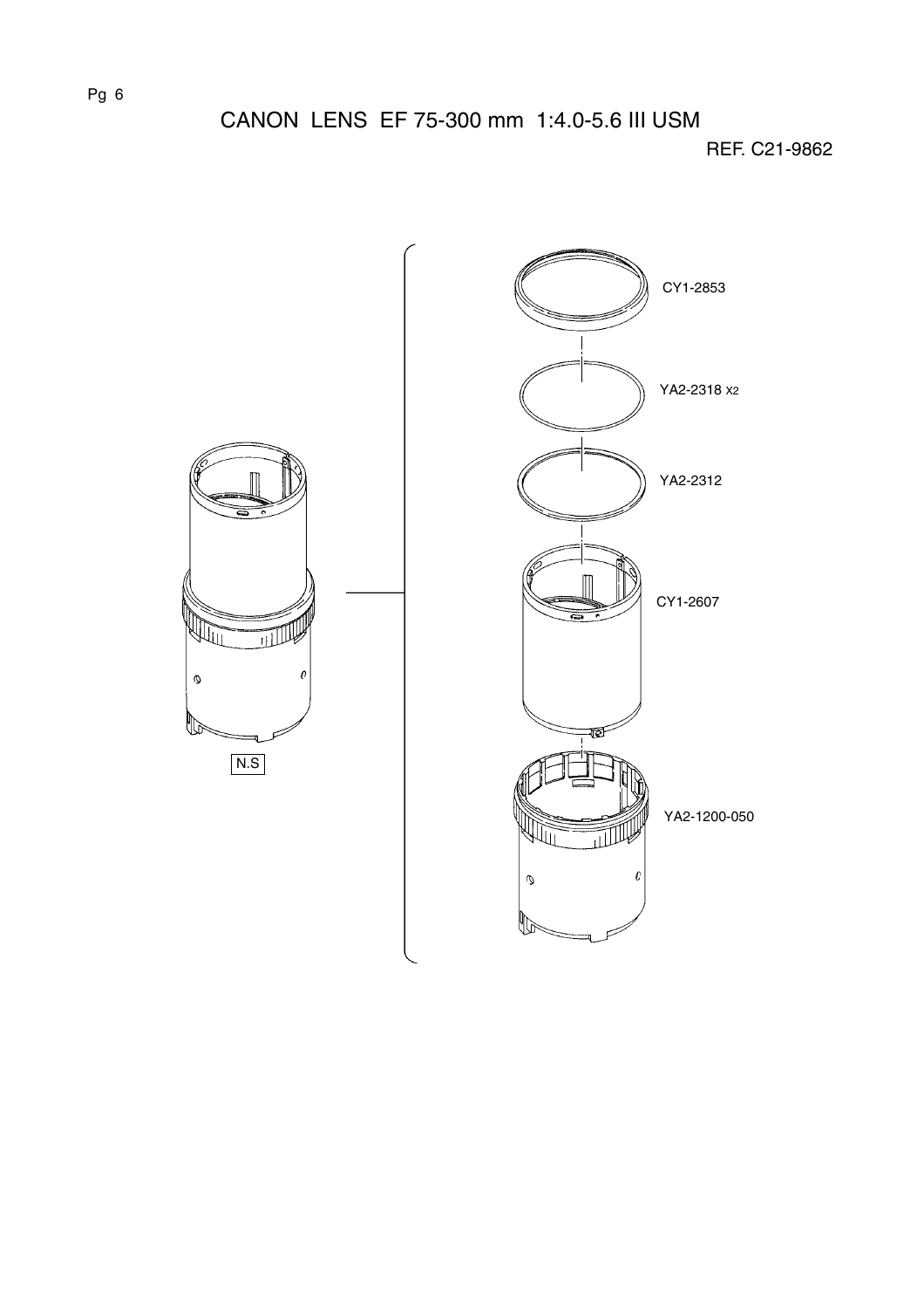# CANON LENS EF 75-300 mm 1:4.0-5.6 III USM

REF. C21-9862

CY1-2853

YA2-2318 X2

YA2-2312

CY1-2607

YA2-1200-050

N.S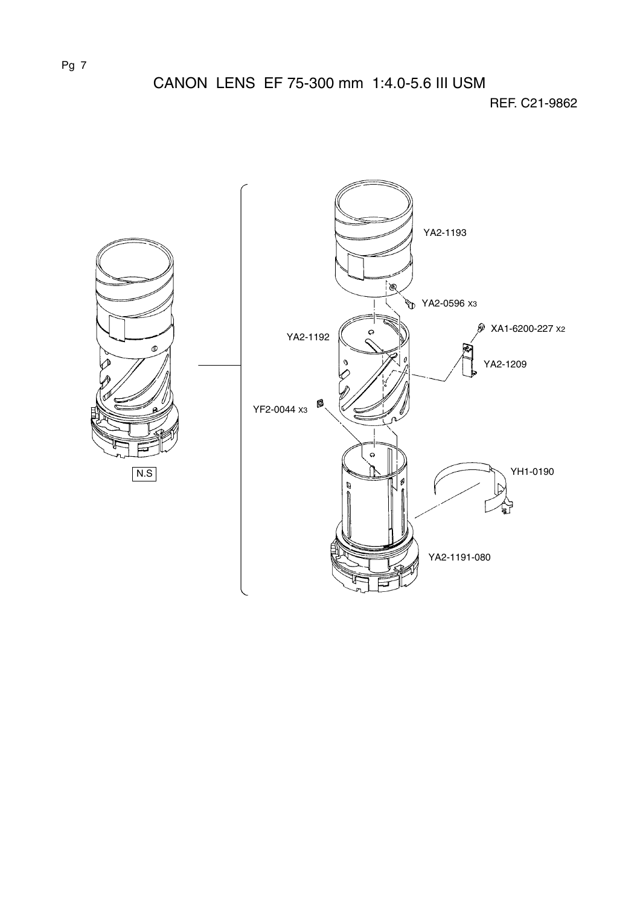# CANON LENS EF 75-300 mm 1:4.0-5.6 III USM

REF. C21-9862

YA2-1193

YA2-0596 X3

XA1-6200-227 X2

YA2-1192

YA2-1209

YF2-0044 X3

YH1-0190

YA2-1191-080

N.S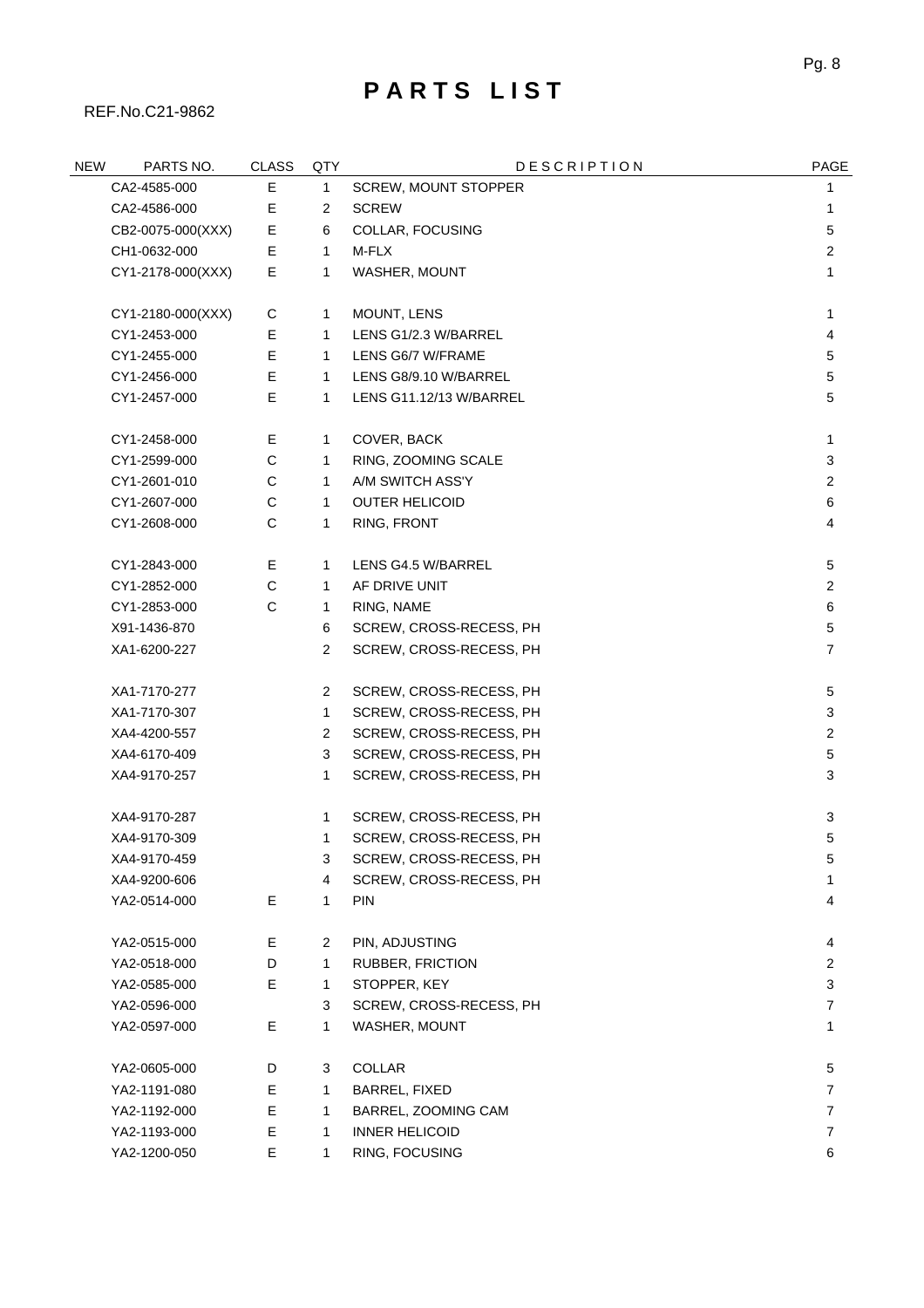# PARTS LIST

REF.No.C21-9862

| NEW | PARTS NO. | CLASS | QTY | DESCRIPTION | PAGE |
|---|---|---|---|---|---|
| | CA2-4585-000 | E | 1 | SCREW, MOUNT STOPPER | 1 |
| | CA2-4586-000 | E | 2 | SCREW | 1 |
| | CB2-0075-000(XXX) | E | 6 | COLLAR, FOCUSING | 5 |
| | CH1-0632-000 | E | 1 | M-FLX | 2 |
| | CY1-2178-000(XXX) | E | 1 | WASHER, MOUNT | 1 |
| | CY1-2180-000(XXX) | C | 1 | MOUNT, LENS | 1 |
| | CY1-2453-000 | E | 1 | LENS G1/2.3 W/BARREL | 4 |
| | CY1-2455-000 | E | 1 | LENS G6/7 W/FRAME | 5 |
| | CY1-2456-000 | E | 1 | LENS G8/9.10 W/BARREL | 5 |
| | CY1-2457-000 | E | 1 | LENS G11.12/13 W/BARREL | 5 |
| | CY1-2458-000 | E | 1 | COVER, BACK | 1 |
| | CY1-2599-000 | C | 1 | RING, ZOOMING SCALE | 3 |
| | CY1-2601-010 | C | 1 | A/M SWITCH ASS'Y | 2 |
| | CY1-2607-000 | C | 1 | OUTER HELICOID | 6 |
| | CY1-2608-000 | C | 1 | RING, FRONT | 4 |
| | CY1-2843-000 | E | 1 | LENS G4.5 W/BARREL | 5 |
| | CY1-2852-000 | C | 1 | AF DRIVE UNIT | 2 |
| | CY1-2853-000 | C | 1 | RING, NAME | 6 |
| | X91-1436-870 | | 6 | SCREW, CROSS-RECESS, PH | 5 |
| | XA1-6200-227 | | 2 | SCREW, CROSS-RECESS, PH | 7 |
| | XA1-7170-277 | | 2 | SCREW, CROSS-RECESS, PH | 5 |
| | XA1-7170-307 | | 1 | SCREW, CROSS-RECESS, PH | 3 |
| | XA4-4200-557 | | 2 | SCREW, CROSS-RECESS, PH | 2 |
| | XA4-6170-409 | | 3 | SCREW, CROSS-RECESS, PH | 5 |
| | XA4-9170-257 | | 1 | SCREW, CROSS-RECESS, PH | 3 |
| | XA4-9170-287 | | 1 | SCREW, CROSS-RECESS, PH | 3 |
| | XA4-9170-309 | | 1 | SCREW, CROSS-RECESS, PH | 5 |
| | XA4-9170-459 | | 3 | SCREW, CROSS-RECESS, PH | 5 |
| | XA4-9200-606 | | 4 | SCREW, CROSS-RECESS, PH | 1 |
| | YA2-0514-000 | E | 1 | PIN | 4 |
| | YA2-0515-000 | E | 2 | PIN, ADJUSTING | 4 |
| | YA2-0518-000 | D | 1 | RUBBER, FRICTION | 2 |
| | YA2-0585-000 | E | 1 | STOPPER, KEY | 3 |
| | YA2-0596-000 | | 3 | SCREW, CROSS-RECESS, PH | 7 |
| | YA2-0597-000 | E | 1 | WASHER, MOUNT | 1 |
| | YA2-0605-000 | D | 3 | COLLAR | 5 |
| | YA2-1191-080 | E | 1 | BARREL, FIXED | 7 |
| | YA2-1192-000 | E | 1 | BARREL, ZOOMING CAM | 7 |
| | YA2-1193-000 | E | 1 | INNER HELICOID | 7 |
| | YA2-1200-050 | E | 1 | RING, FOCUSING | 6 |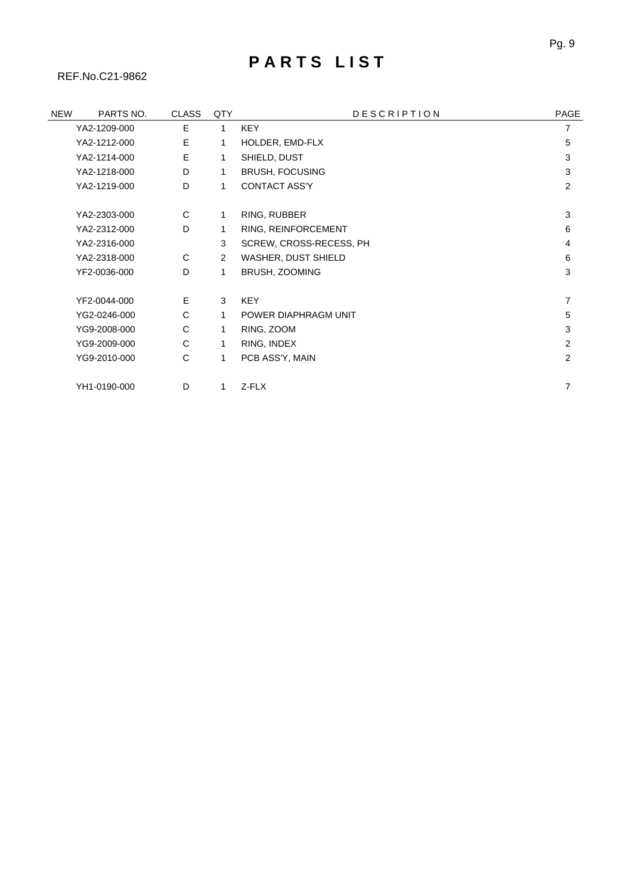# PARTS LIST

REF.No.C21-9862

| NEW | PARTS NO. | CLASS | QTY | DESCRIPTION | PAGE |
|---|---|---|---|---|---|
| | YA2-1209-000 | E | 1 | KEY | 7 |
| | YA2-1212-000 | E | 1 | HOLDER, EMD-FLX | 5 |
| | YA2-1214-000 | E | 1 | SHIELD, DUST | 3 |
| | YA2-1218-000 | D | 1 | BRUSH, FOCUSING | 3 |
| | YA2-1219-000 | D | 1 | CONTACT ASS'Y | 2 |
| | YA2-2303-000 | C | 1 | RING, RUBBER | 3 |
| | YA2-2312-000 | D | 1 | RING, REINFORCEMENT | 6 |
| | YA2-2316-000 | | 3 | SCREW, CROSS-RECESS, PH | 4 |
| | YA2-2318-000 | C | 2 | WASHER, DUST SHIELD | 6 |
| | YF2-0036-000 | D | 1 | BRUSH, ZOOMING | 3 |
| | YF2-0044-000 | E | 3 | KEY | 7 |
| | YG2-0246-000 | C | 1 | POWER DIAPHRAGM UNIT | 5 |
| | YG9-2008-000 | C | 1 | RING, ZOOM | 3 |
| | YG9-2009-000 | C | 1 | RING, INDEX | 2 |
| | YG9-2010-000 | C | 1 | PCB ASS'Y, MAIN | 2 |
| | YH1-0190-000 | D | 1 | Z-FLX | 7 |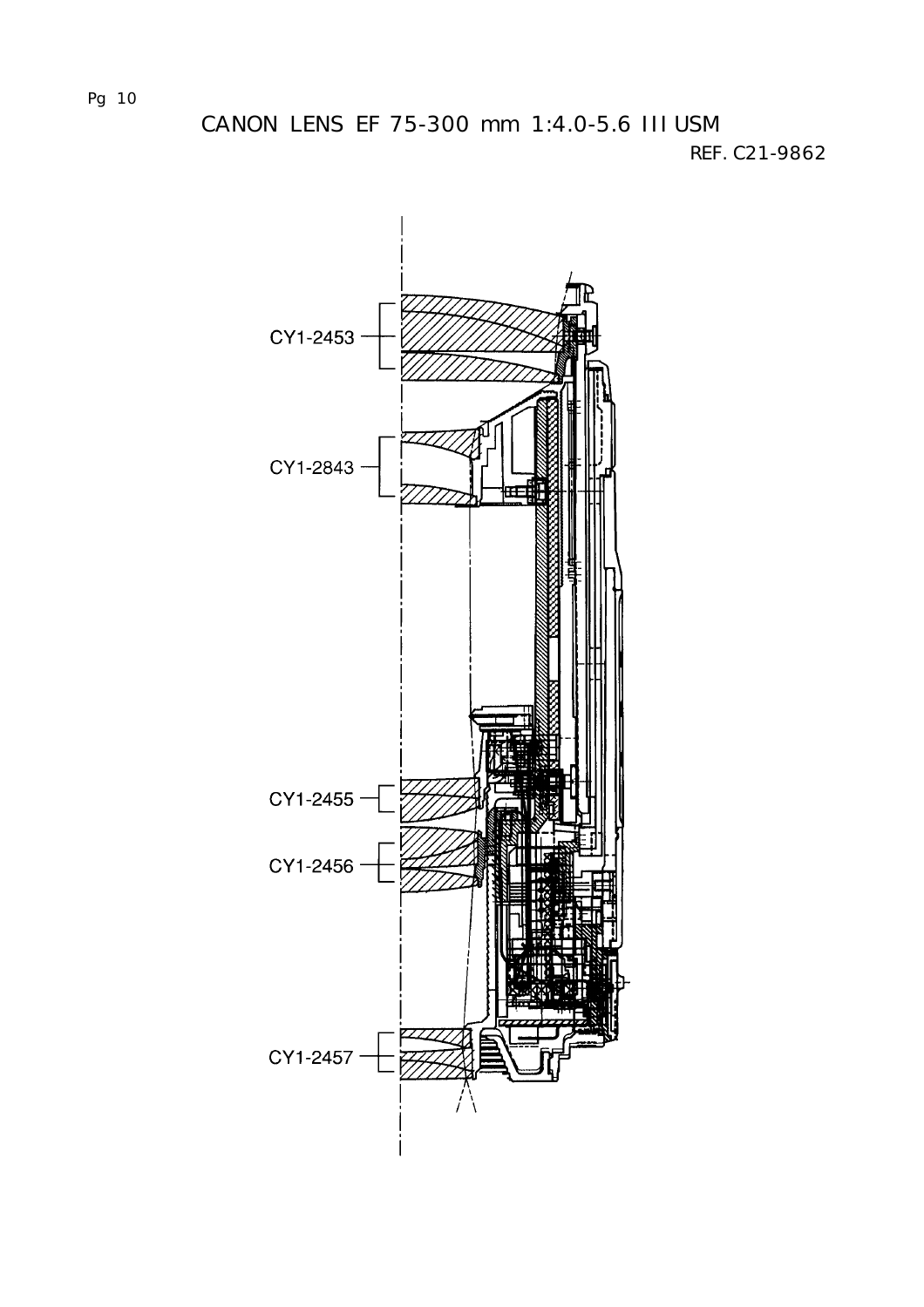# CANON LENS EF 75-300 mm 1:4.0-5.6 III USM

REF. C21-9862

CY1-2453

CY1-2843

CY1-2455

CY1-2456

CY1-2457